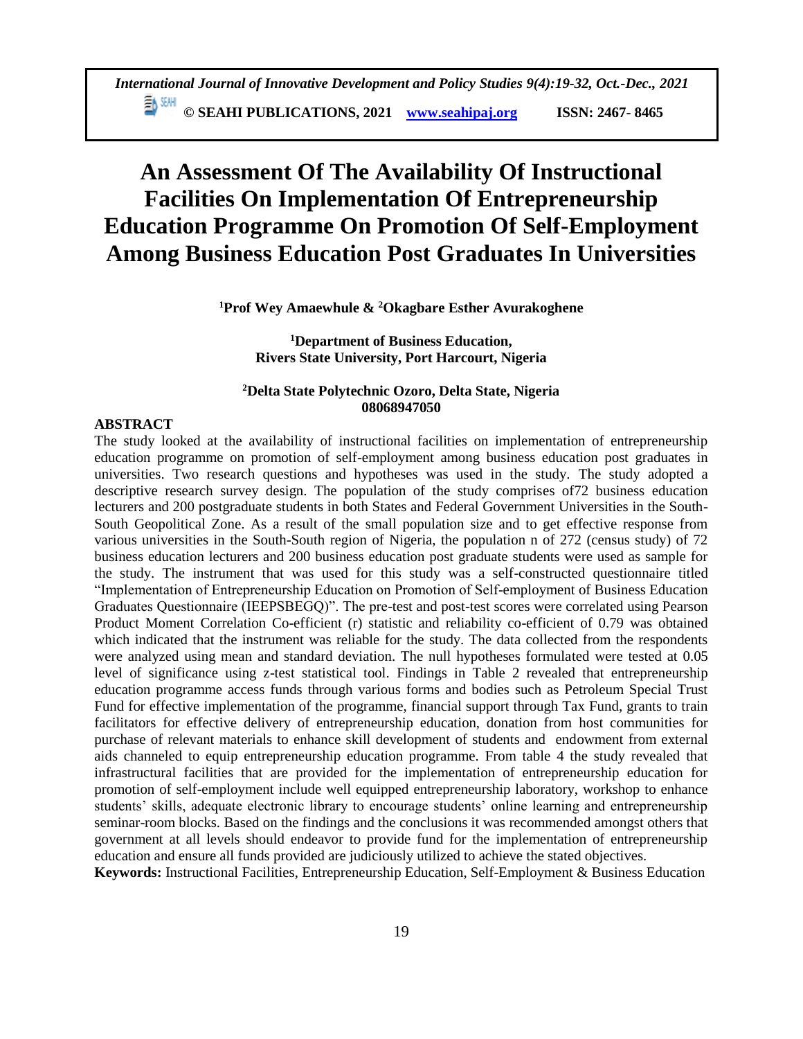# An Assessment Of The Availability Of Instructional Facilities On Implementation Of Entrepreneurship Education Programme On Promotion Of Self-Employment Among Business Education Post Graduates In Universities

**[1]Prof Wey Amaewhule & [2]Okagbare Esther Avurakoghene**

**[1]Department of Business Education, Rivers State University, Port Harcourt, Nigeria**

**[2]Delta State Polytechnic Ozoro, Delta State, Nigeria**
**08068947050**

## ABSTRACT

The study looked at the availability of instructional facilities on implementation of entrepreneurship education programme on promotion of self-employment among business education post graduates in universities. Two research questions and hypotheses was used in the study. The study adopted a descriptive research survey design. The population of the study comprises of72 business education lecturers and 200 postgraduate students in both States and Federal Government Universities in the South-South Geopolitical Zone. As a result of the small population size and to get effective response from various universities in the South-South region of Nigeria, the population n of 272 (census study) of 72 business education lecturers and 200 business education post graduate students were used as sample for the study. The instrument that was used for this study was a self-constructed questionnaire titled "Implementation of Entrepreneurship Education on Promotion of Self-employment of Business Education Graduates Questionnaire (IEEPSBEGQ)". The pre-test and post-test scores were correlated using Pearson Product Moment Correlation Co-efficient (r) statistic and reliability co-efficient of 0.79 was obtained which indicated that the instrument was reliable for the study. The data collected from the respondents were analyzed using mean and standard deviation. The null hypotheses formulated were tested at 0.05 level of significance using z-test statistical tool. Findings in Table 2 revealed that entrepreneurship education programme access funds through various forms and bodies such as Petroleum Special Trust Fund for effective implementation of the programme, financial support through Tax Fund, grants to train facilitators for effective delivery of entrepreneurship education, donation from host communities for purchase of relevant materials to enhance skill development of students and endowment from external aids channeled to equip entrepreneurship education programme. From table 4 the study revealed that infrastructural facilities that are provided for the implementation of entrepreneurship education for promotion of self-employment include well equipped entrepreneurship laboratory, workshop to enhance students' skills, adequate electronic library to encourage students' online learning and entrepreneurship seminar-room blocks. Based on the findings and the conclusions it was recommended amongst others that government at all levels should endeavor to provide fund for the implementation of entrepreneurship education and ensure all funds provided are judiciously utilized to achieve the stated objectives.

**Keywords:** Instructional Facilities, Entrepreneurship Education, Self-Employment & Business Education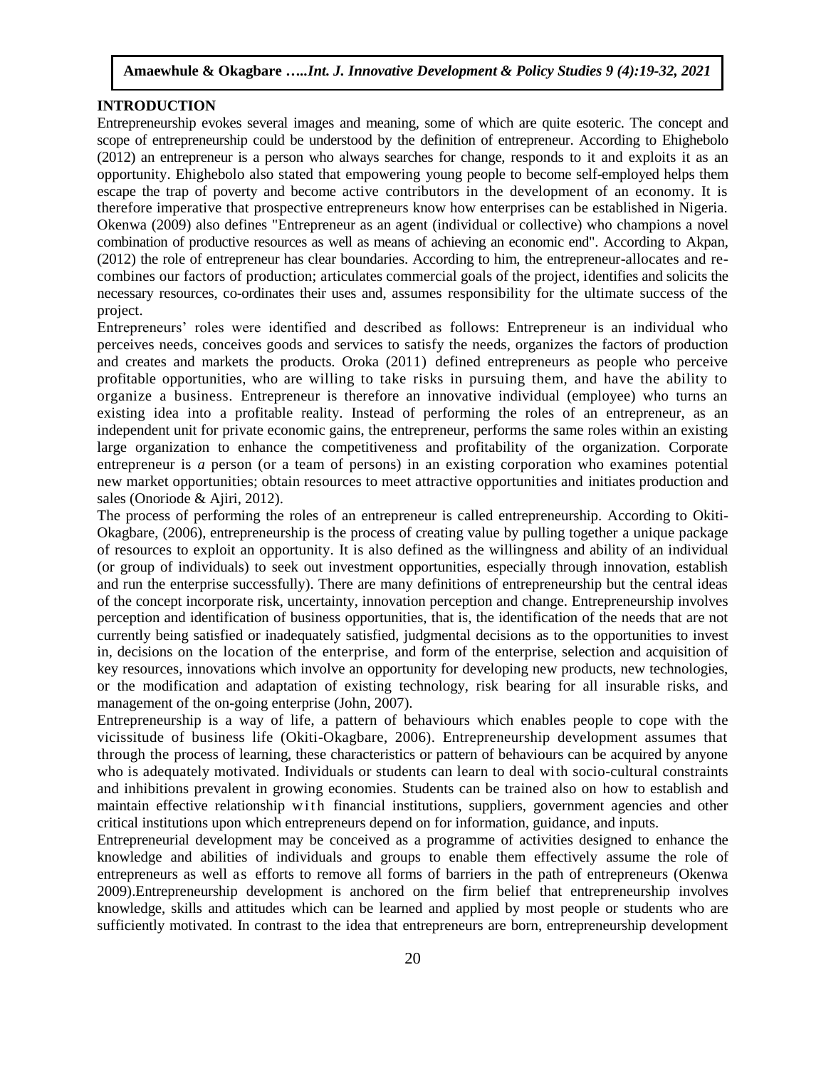## INTRODUCTION

Entrepreneurship evokes several images and meaning, some of which are quite esoteric. The concept and scope of entrepreneurship could be understood by the definition of entrepreneur. According to Ehighebolo (2012) an entrepreneur is a person who always searches for change, responds to it and exploits it as an opportunity. Ehighebolo also stated that empowering young people to become self-employed helps them escape the trap of poverty and become active contributors in the development of an economy. It is therefore imperative that prospective entrepreneurs know how enterprises can be established in Nigeria. Okenwa (2009) also defines "Entrepreneur as an agent (individual or collective) who champions a novel combination of productive resources as well as means of achieving an economic end". According to Akpan, (2012) the role of entrepreneur has clear boundaries. According to him, the entrepreneur-allocates and re-combines our factors of production; articulates commercial goals of the project, identifies and solicits the necessary resources, co-ordinates their uses and, assumes responsibility for the ultimate success of the project.

Entrepreneurs' roles were identified and described as follows: Entrepreneur is an individual who perceives needs, conceives goods and services to satisfy the needs, organizes the factors of production and creates and markets the products. Oroka (2011) defined entrepreneurs as people who perceive profitable opportunities, who are willing to take risks in pursuing them, and have the ability to organize a business. Entrepreneur is therefore an innovative individual (employee) who turns an existing idea into a profitable reality. Instead of performing the roles of an entrepreneur, as an independent unit for private economic gains, the entrepreneur, performs the same roles within an existing large organization to enhance the competitiveness and profitability of the organization. Corporate entrepreneur is *a* person (or a team of persons) in an existing corporation who examines potential new market opportunities; obtain resources to meet attractive opportunities and initiates production and sales (Onoriode & Ajiri, 2012).

The process of performing the roles of an entrepreneur is called entrepreneurship. According to Okiti-Okagbare, (2006), entrepreneurship is the process of creating value by pulling together a unique package of resources to exploit an opportunity. It is also defined as the willingness and ability of an individual (or group of individuals) to seek out investment opportunities, especially through innovation, establish and run the enterprise successfully). There are many definitions of entrepreneurship but the central ideas of the concept incorporate risk, uncertainty, innovation perception and change. Entrepreneurship involves perception and identification of business opportunities, that is, the identification of the needs that are not currently being satisfied or inadequately satisfied, judgmental decisions as to the opportunities to invest in, decisions on the location of the enterprise, and form of the enterprise, selection and acquisition of key resources, innovations which involve an opportunity for developing new products, new technologies, or the modification and adaptation of existing technology, risk bearing for all insurable risks, and management of the on-going enterprise (John, 2007).

Entrepreneurship is a way of life, a pattern of behaviours which enables people to cope with the vicissitude of business life (Okiti-Okagbare, 2006). Entrepreneurship development assumes that through the process of learning, these characteristics or pattern of behaviours can be acquired by anyone who is adequately motivated. Individuals or students can learn to deal with socio-cultural constraints and inhibitions prevalent in growing economies. Students can be trained also on how to establish and maintain effective relationship with financial institutions, suppliers, government agencies and other critical institutions upon which entrepreneurs depend on for information, guidance, and inputs.

Entrepreneurial development may be conceived as a programme of activities designed to enhance the knowledge and abilities of individuals and groups to enable them effectively assume the role of entrepreneurs as well as efforts to remove all forms of barriers in the path of entrepreneurs (Okenwa 2009).Entrepreneurship development is anchored on the firm belief that entrepreneurship involves knowledge, skills and attitudes which can be learned and applied by most people or students who are sufficiently motivated. In contrast to the idea that entrepreneurs are born, entrepreneurship development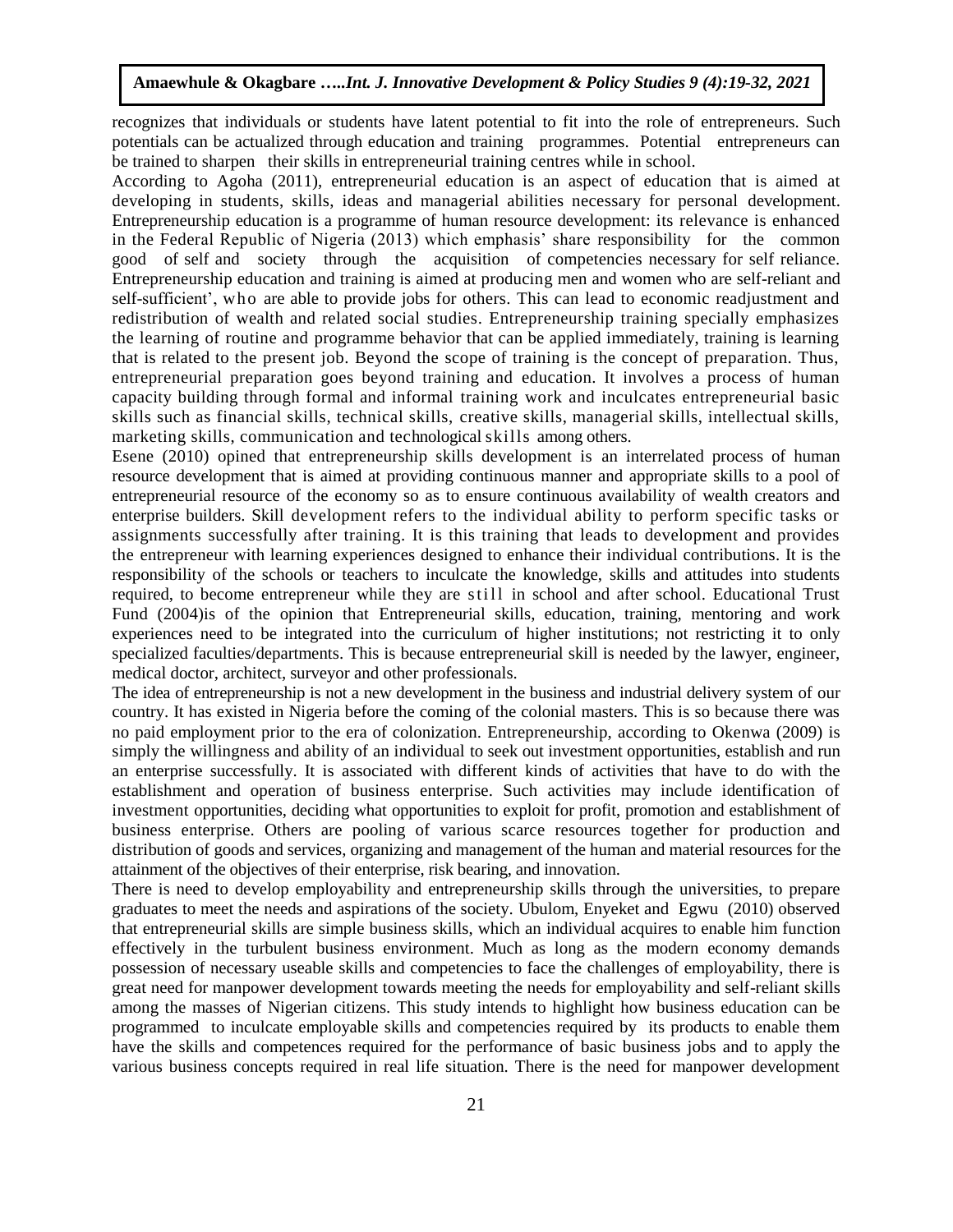recognizes that individuals or students have latent potential to fit into the role of entrepreneurs. Such potentials can be actualized through education and training programmes. Potential entrepreneurs can be trained to sharpen their skills in entrepreneurial training centres while in school.

According to Agoha (2011), entrepreneurial education is an aspect of education that is aimed at developing in students, skills, ideas and managerial abilities necessary for personal development. Entrepreneurship education is a programme of human resource development: its relevance is enhanced in the Federal Republic of Nigeria (2013) which emphasis' share responsibility for the common good of self and society through the acquisition of competencies necessary for self reliance. Entrepreneurship education and training is aimed at producing men and women who are self-reliant and self-sufficient', who are able to provide jobs for others. This can lead to economic readjustment and redistribution of wealth and related social studies. Entrepreneurship training specially emphasizes the learning of routine and programme behavior that can be applied immediately, training is learning that is related to the present job. Beyond the scope of training is the concept of preparation. Thus, entrepreneurial preparation goes beyond training and education. It involves a process of human capacity building through formal and informal training work and inculcates entrepreneurial basic skills such as financial skills, technical skills, creative skills, managerial skills, intellectual skills, marketing skills, communication and technological skills among others.

Esene (2010) opined that entrepreneurship skills development is an interrelated process of human resource development that is aimed at providing continuous manner and appropriate skills to a pool of entrepreneurial resource of the economy so as to ensure continuous availability of wealth creators and enterprise builders. Skill development refers to the individual ability to perform specific tasks or assignments successfully after training. It is this training that leads to development and provides the entrepreneur with learning experiences designed to enhance their individual contributions. It is the responsibility of the schools or teachers to inculcate the knowledge, skills and attitudes into students required, to become entrepreneur while they are still in school and after school. Educational Trust Fund (2004)is of the opinion that Entrepreneurial skills, education, training, mentoring and work experiences need to be integrated into the curriculum of higher institutions; not restricting it to only specialized faculties/departments. This is because entrepreneurial skill is needed by the lawyer, engineer, medical doctor, architect, surveyor and other professionals.

The idea of entrepreneurship is not a new development in the business and industrial delivery system of our country. It has existed in Nigeria before the coming of the colonial masters. This is so because there was no paid employment prior to the era of colonization. Entrepreneurship, according to Okenwa (2009) is simply the willingness and ability of an individual to seek out investment opportunities, establish and run an enterprise successfully. It is associated with different kinds of activities that have to do with the establishment and operation of business enterprise. Such activities may include identification of investment opportunities, deciding what opportunities to exploit for profit, promotion and establishment of business enterprise. Others are pooling of various scarce resources together for production and distribution of goods and services, organizing and management of the human and material resources for the attainment of the objectives of their enterprise, risk bearing, and innovation.

There is need to develop employability and entrepreneurship skills through the universities, to prepare graduates to meet the needs and aspirations of the society. Ubulom, Enyeket and Egwu (2010) observed that entrepreneurial skills are simple business skills, which an individual acquires to enable him function effectively in the turbulent business environment. Much as long as the modern economy demands possession of necessary useable skills and competencies to face the challenges of employability, there is great need for manpower development towards meeting the needs for employability and self-reliant skills among the masses of Nigerian citizens. This study intends to highlight how business education can be programmed to inculcate employable skills and competencies required by its products to enable them have the skills and competences required for the performance of basic business jobs and to apply the various business concepts required in real life situation. There is the need for manpower development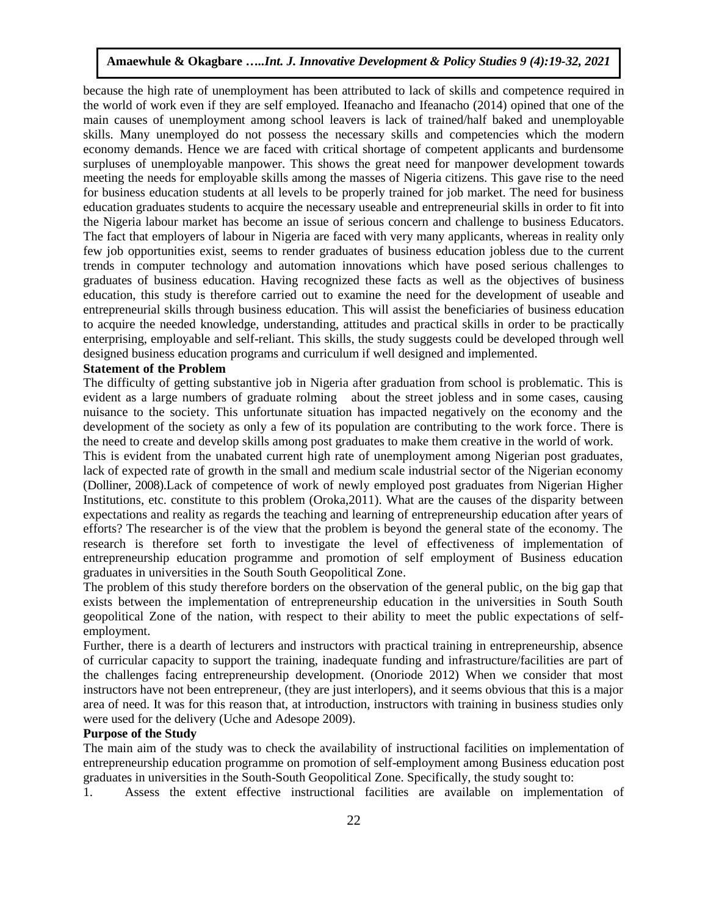because the high rate of unemployment has been attributed to lack of skills and competence required in the world of work even if they are self employed. Ifeanacho and Ifeanacho (2014) opined that one of the main causes of unemployment among school leavers is lack of trained/half baked and unemployable skills. Many unemployed do not possess the necessary skills and competencies which the modern economy demands. Hence we are faced with critical shortage of competent applicants and burdensome surpluses of unemployable manpower. This shows the great need for manpower development towards meeting the needs for employable skills among the masses of Nigeria citizens. This gave rise to the need for business education students at all levels to be properly trained for job market. The need for business education graduates students to acquire the necessary useable and entrepreneurial skills in order to fit into the Nigeria labour market has become an issue of serious concern and challenge to business Educators. The fact that employers of labour in Nigeria are faced with very many applicants, whereas in reality only few job opportunities exist, seems to render graduates of business education jobless due to the current trends in computer technology and automation innovations which have posed serious challenges to graduates of business education. Having recognized these facts as well as the objectives of business education, this study is therefore carried out to examine the need for the development of useable and entrepreneurial skills through business education. This will assist the beneficiaries of business education to acquire the needed knowledge, understanding, attitudes and practical skills in order to be practically enterprising, employable and self-reliant. This skills, the study suggests could be developed through well designed business education programs and curriculum if well designed and implemented.

**Statement of the Problem**

The difficulty of getting substantive job in Nigeria after graduation from school is problematic. This is evident as a large numbers of graduate rolming about the street jobless and in some cases, causing nuisance to the society. This unfortunate situation has impacted negatively on the economy and the development of the society as only a few of its population are contributing to the work force. There is the need to create and develop skills among post graduates to make them creative in the world of work.

This is evident from the unabated current high rate of unemployment among Nigerian post graduates, lack of expected rate of growth in the small and medium scale industrial sector of the Nigerian economy (Dolliner, 2008).Lack of competence of work of newly employed post graduates from Nigerian Higher Institutions, etc. constitute to this problem (Oroka,2011). What are the causes of the disparity between expectations and reality as regards the teaching and learning of entrepreneurship education after years of efforts? The researcher is of the view that the problem is beyond the general state of the economy. The research is therefore set forth to investigate the level of effectiveness of implementation of entrepreneurship education programme and promotion of self employment of Business education graduates in universities in the South South Geopolitical Zone.

The problem of this study therefore borders on the observation of the general public, on the big gap that exists between the implementation of entrepreneurship education in the universities in South South geopolitical Zone of the nation, with respect to their ability to meet the public expectations of self-employment.

Further, there is a dearth of lecturers and instructors with practical training in entrepreneurship, absence of curricular capacity to support the training, inadequate funding and infrastructure/facilities are part of the challenges facing entrepreneurship development. (Onoriode 2012) When we consider that most instructors have not been entrepreneur, (they are just interlopers), and it seems obvious that this is a major area of need. It was for this reason that, at introduction, instructors with training in business studies only were used for the delivery (Uche and Adesope 2009).

**Purpose of the Study**

The main aim of the study was to check the availability of instructional facilities on implementation of entrepreneurship education programme on promotion of self-employment among Business education post graduates in universities in the South-South Geopolitical Zone. Specifically, the study sought to:

1. Assess the extent effective instructional facilities are available on implementation of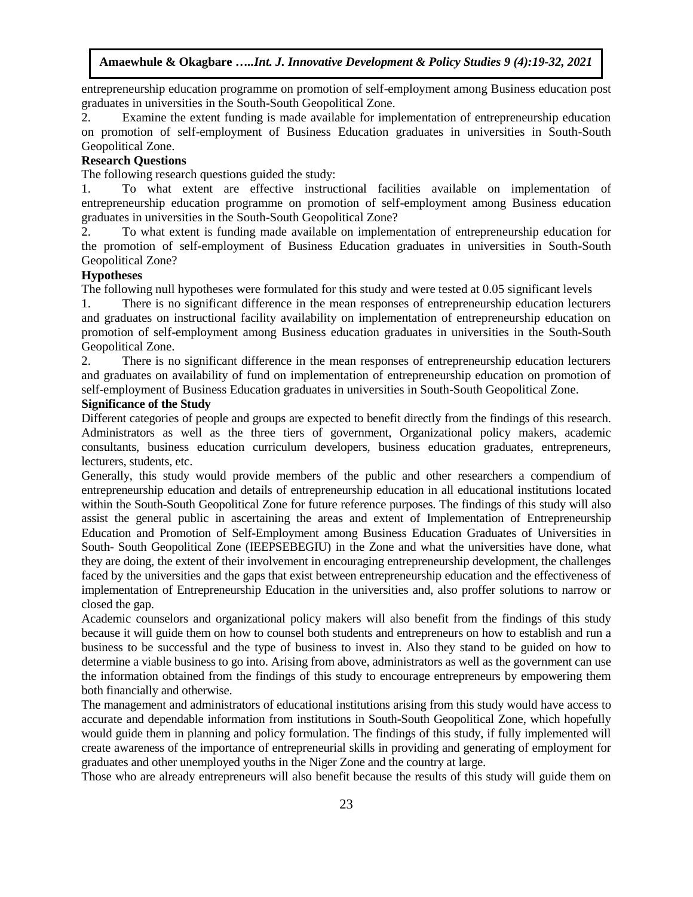entrepreneurship education programme on promotion of self-employment among Business education post graduates in universities in the South-South Geopolitical Zone.

2. Examine the extent funding is made available for implementation of entrepreneurship education on promotion of self-employment of Business Education graduates in universities in South-South Geopolitical Zone.

### Research Questions

The following research questions guided the study:

1. To what extent are effective instructional facilities available on implementation of entrepreneurship education programme on promotion of self-employment among Business education graduates in universities in the South-South Geopolitical Zone?
2. To what extent is funding made available on implementation of entrepreneurship education for the promotion of self-employment of Business Education graduates in universities in South-South Geopolitical Zone?

### Hypotheses

The following null hypotheses were formulated for this study and were tested at 0.05 significant levels

1. There is no significant difference in the mean responses of entrepreneurship education lecturers and graduates on instructional facility availability on implementation of entrepreneurship education on promotion of self-employment among Business education graduates in universities in the South-South Geopolitical Zone.
2. There is no significant difference in the mean responses of entrepreneurship education lecturers and graduates on availability of fund on implementation of entrepreneurship education on promotion of self-employment of Business Education graduates in universities in South-South Geopolitical Zone.

### Significance of the Study

Different categories of people and groups are expected to benefit directly from the findings of this research. Administrators as well as the three tiers of government, Organizational policy makers, academic consultants, business education curriculum developers, business education graduates, entrepreneurs, lecturers, students, etc.

Generally, this study would provide members of the public and other researchers a compendium of entrepreneurship education and details of entrepreneurship education in all educational institutions located within the South-South Geopolitical Zone for future reference purposes. The findings of this study will also assist the general public in ascertaining the areas and extent of Implementation of Entrepreneurship Education and Promotion of Self-Employment among Business Education Graduates of Universities in South- South Geopolitical Zone (IEEPSEBEGIU) in the Zone and what the universities have done, what they are doing, the extent of their involvement in encouraging entrepreneurship development, the challenges faced by the universities and the gaps that exist between entrepreneurship education and the effectiveness of implementation of Entrepreneurship Education in the universities and, also proffer solutions to narrow or closed the gap.

Academic counselors and organizational policy makers will also benefit from the findings of this study because it will guide them on how to counsel both students and entrepreneurs on how to establish and run a business to be successful and the type of business to invest in. Also they stand to be guided on how to determine a viable business to go into. Arising from above, administrators as well as the government can use the information obtained from the findings of this study to encourage entrepreneurs by empowering them both financially and otherwise.

The management and administrators of educational institutions arising from this study would have access to accurate and dependable information from institutions in South-South Geopolitical Zone, which hopefully would guide them in planning and policy formulation. The findings of this study, if fully implemented will create awareness of the importance of entrepreneurial skills in providing and generating of employment for graduates and other unemployed youths in the Niger Zone and the country at large.

Those who are already entrepreneurs will also benefit because the results of this study will guide them on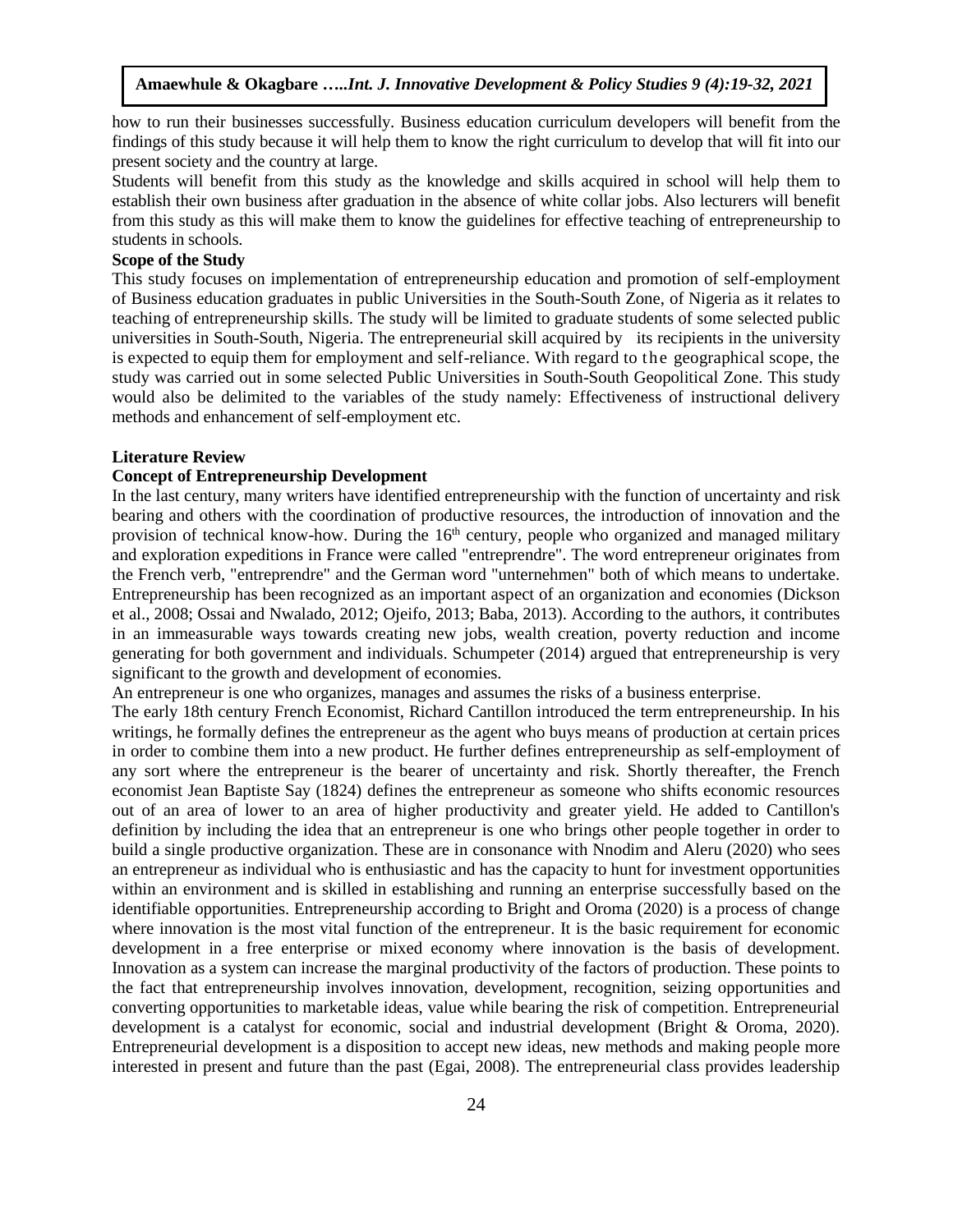how to run their businesses successfully. Business education curriculum developers will benefit from the findings of this study because it will help them to know the right curriculum to develop that will fit into our present society and the country at large.

Students will benefit from this study as the knowledge and skills acquired in school will help them to establish their own business after graduation in the absence of white collar jobs. Also lecturers will benefit from this study as this will make them to know the guidelines for effective teaching of entrepreneurship to students in schools.

**Scope of the Study**

This study focuses on implementation of entrepreneurship education and promotion of self-employment of Business education graduates in public Universities in the South-South Zone, of Nigeria as it relates to teaching of entrepreneurship skills. The study will be limited to graduate students of some selected public universities in South-South, Nigeria. The entrepreneurial skill acquired by its recipients in the university is expected to equip them for employment and self-reliance. With regard to the geographical scope, the study was carried out in some selected Public Universities in South-South Geopolitical Zone. This study would also be delimited to the variables of the study namely: Effectiveness of instructional delivery methods and enhancement of self-employment etc.

## Literature Review

### Concept of Entrepreneurship Development

In the last century, many writers have identified entrepreneurship with the function of uncertainty and risk bearing and others with the coordination of productive resources, the introduction of innovation and the provision of technical know-how. During the 16th century, people who organized and managed military and exploration expeditions in France were called "entreprendre". The word entrepreneur originates from the French verb, "entreprendre" and the German word "unternehmen" both of which means to undertake. Entrepreneurship has been recognized as an important aspect of an organization and economies (Dickson et al., 2008; Ossai and Nwalado, 2012; Ojeifo, 2013; Baba, 2013). According to the authors, it contributes in an immeasurable ways towards creating new jobs, wealth creation, poverty reduction and income generating for both government and individuals. Schumpeter (2014) argued that entrepreneurship is very significant to the growth and development of economies.

An entrepreneur is one who organizes, manages and assumes the risks of a business enterprise.

The early 18th century French Economist, Richard Cantillon introduced the term entrepreneurship. In his writings, he formally defines the entrepreneur as the agent who buys means of production at certain prices in order to combine them into a new product. He further defines entrepreneurship as self-employment of any sort where the entrepreneur is the bearer of uncertainty and risk. Shortly thereafter, the French economist Jean Baptiste Say (1824) defines the entrepreneur as someone who shifts economic resources out of an area of lower to an area of higher productivity and greater yield. He added to Cantillon's definition by including the idea that an entrepreneur is one who brings other people together in order to build a single productive organization. These are in consonance with Nnodim and Aleru (2020) who sees an entrepreneur as individual who is enthusiastic and has the capacity to hunt for investment opportunities within an environment and is skilled in establishing and running an enterprise successfully based on the identifiable opportunities. Entrepreneurship according to Bright and Oroma (2020) is a process of change where innovation is the most vital function of the entrepreneur. It is the basic requirement for economic development in a free enterprise or mixed economy where innovation is the basis of development. Innovation as a system can increase the marginal productivity of the factors of production. These points to the fact that entrepreneurship involves innovation, development, recognition, seizing opportunities and converting opportunities to marketable ideas, value while bearing the risk of competition. Entrepreneurial development is a catalyst for economic, social and industrial development (Bright & Oroma, 2020). Entrepreneurial development is a disposition to accept new ideas, new methods and making people more interested in present and future than the past (Egai, 2008). The entrepreneurial class provides leadership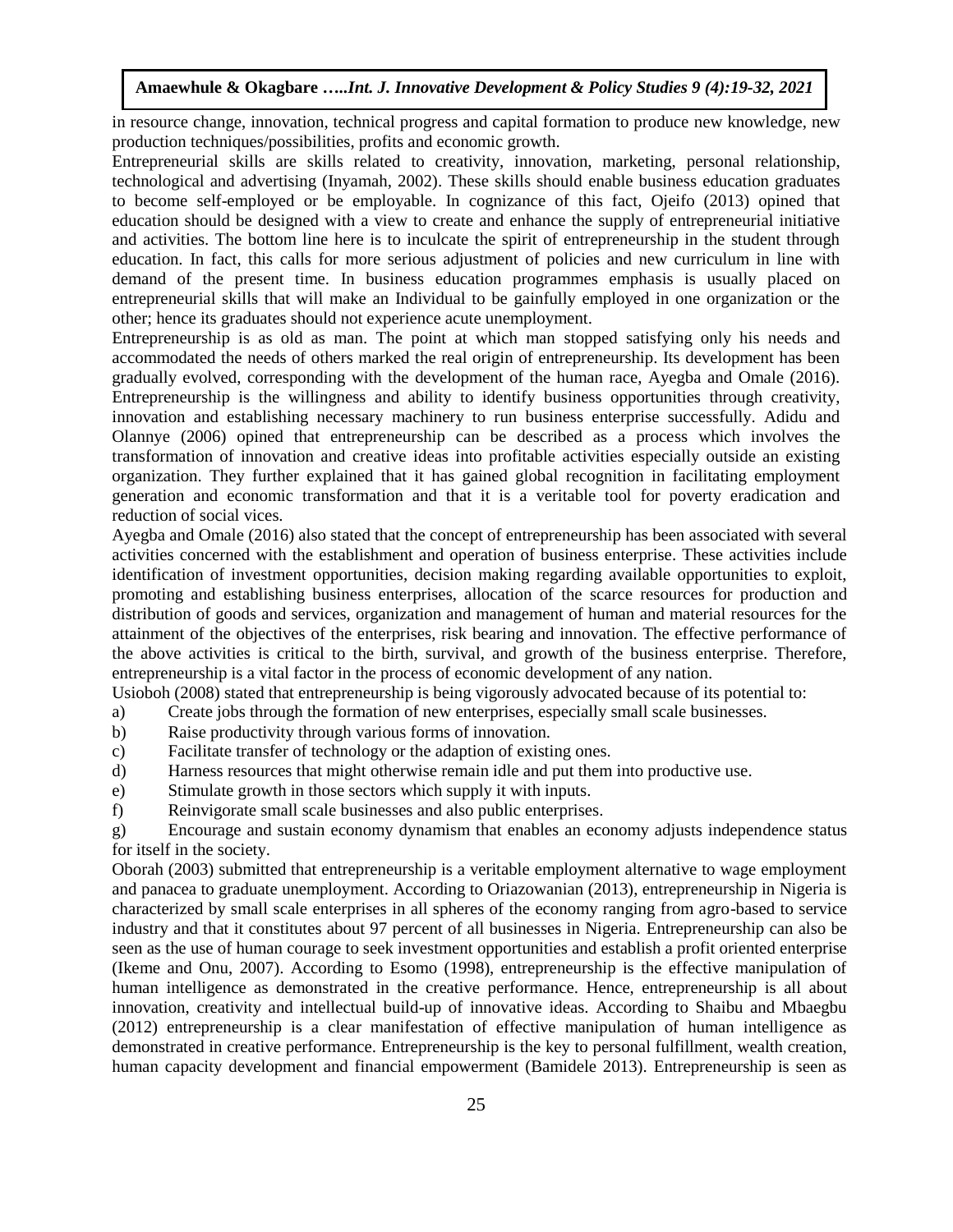in resource change, innovation, technical progress and capital formation to produce new knowledge, new production techniques/possibilities, profits and economic growth.

Entrepreneurial skills are skills related to creativity, innovation, marketing, personal relationship, technological and advertising (Inyamah, 2002). These skills should enable business education graduates to become self-employed or be employable. In cognizance of this fact, Ojeifo (2013) opined that education should be designed with a view to create and enhance the supply of entrepreneurial initiative and activities. The bottom line here is to inculcate the spirit of entrepreneurship in the student through education. In fact, this calls for more serious adjustment of policies and new curriculum in line with demand of the present time. In business education programmes emphasis is usually placed on entrepreneurial skills that will make an Individual to be gainfully employed in one organization or the other; hence its graduates should not experience acute unemployment.

Entrepreneurship is as old as man. The point at which man stopped satisfying only his needs and accommodated the needs of others marked the real origin of entrepreneurship. Its development has been gradually evolved, corresponding with the development of the human race, Ayegba and Omale (2016). Entrepreneurship is the willingness and ability to identify business opportunities through creativity, innovation and establishing necessary machinery to run business enterprise successfully. Adidu and Olannye (2006) opined that entrepreneurship can be described as a process which involves the transformation of innovation and creative ideas into profitable activities especially outside an existing organization. They further explained that it has gained global recognition in facilitating employment generation and economic transformation and that it is a veritable tool for poverty eradication and reduction of social vices.

Ayegba and Omale (2016) also stated that the concept of entrepreneurship has been associated with several activities concerned with the establishment and operation of business enterprise. These activities include identification of investment opportunities, decision making regarding available opportunities to exploit, promoting and establishing business enterprises, allocation of the scarce resources for production and distribution of goods and services, organization and management of human and material resources for the attainment of the objectives of the enterprises, risk bearing and innovation. The effective performance of the above activities is critical to the birth, survival, and growth of the business enterprise. Therefore, entrepreneurship is a vital factor in the process of economic development of any nation.

Usioboh (2008) stated that entrepreneurship is being vigorously advocated because of its potential to:

a) Create jobs through the formation of new enterprises, especially small scale businesses.
b) Raise productivity through various forms of innovation.
c) Facilitate transfer of technology or the adaption of existing ones.
d) Harness resources that might otherwise remain idle and put them into productive use.
e) Stimulate growth in those sectors which supply it with inputs.
f) Reinvigorate small scale businesses and also public enterprises.
g) Encourage and sustain economy dynamism that enables an economy adjusts independence status for itself in the society.

Oborah (2003) submitted that entrepreneurship is a veritable employment alternative to wage employment and panacea to graduate unemployment. According to Oriazowanian (2013), entrepreneurship in Nigeria is characterized by small scale enterprises in all spheres of the economy ranging from agro-based to service industry and that it constitutes about 97 percent of all businesses in Nigeria. Entrepreneurship can also be seen as the use of human courage to seek investment opportunities and establish a profit oriented enterprise (Ikeme and Onu, 2007). According to Esomo (1998), entrepreneurship is the effective manipulation of human intelligence as demonstrated in the creative performance. Hence, entrepreneurship is all about innovation, creativity and intellectual build-up of innovative ideas. According to Shaibu and Mbaegbu (2012) entrepreneurship is a clear manifestation of effective manipulation of human intelligence as demonstrated in creative performance. Entrepreneurship is the key to personal fulfillment, wealth creation, human capacity development and financial empowerment (Bamidele 2013). Entrepreneurship is seen as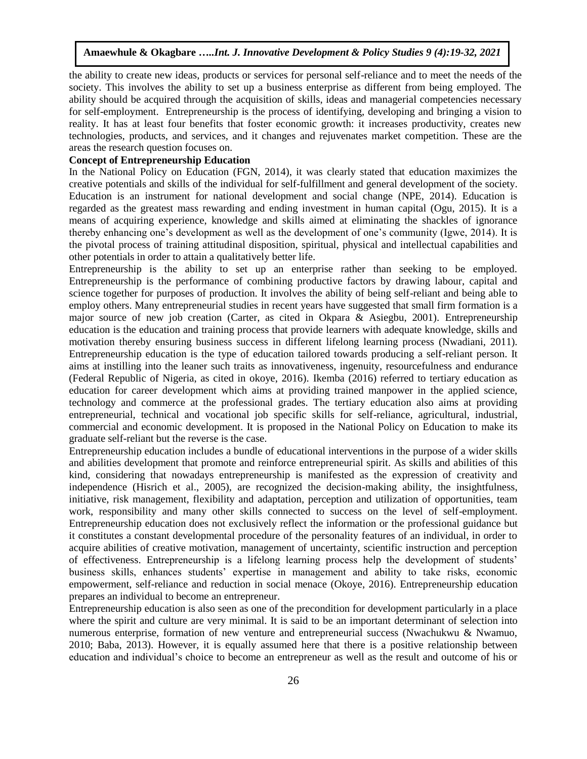the ability to create new ideas, products or services for personal self-reliance and to meet the needs of the society. This involves the ability to set up a business enterprise as different from being employed. The ability should be acquired through the acquisition of skills, ideas and managerial competencies necessary for self-employment. Entrepreneurship is the process of identifying, developing and bringing a vision to reality. It has at least four benefits that foster economic growth: it increases productivity, creates new technologies, products, and services, and it changes and rejuvenates market competition. These are the areas the research question focuses on.

**Concept of Entrepreneurship Education**

In the National Policy on Education (FGN, 2014), it was clearly stated that education maximizes the creative potentials and skills of the individual for self-fulfillment and general development of the society. Education is an instrument for national development and social change (NPE, 2014). Education is regarded as the greatest mass rewarding and ending investment in human capital (Ogu, 2015). It is a means of acquiring experience, knowledge and skills aimed at eliminating the shackles of ignorance thereby enhancing one's development as well as the development of one's community (Igwe, 2014). It is the pivotal process of training attitudinal disposition, spiritual, physical and intellectual capabilities and other potentials in order to attain a qualitatively better life.

Entrepreneurship is the ability to set up an enterprise rather than seeking to be employed. Entrepreneurship is the performance of combining productive factors by drawing labour, capital and science together for purposes of production. It involves the ability of being self-reliant and being able to employ others. Many entrepreneurial studies in recent years have suggested that small firm formation is a major source of new job creation (Carter, as cited in Okpara & Asiegbu, 2001). Entrepreneurship education is the education and training process that provide learners with adequate knowledge, skills and motivation thereby ensuring business success in different lifelong learning process (Nwadiani, 2011). Entrepreneurship education is the type of education tailored towards producing a self-reliant person. It aims at instilling into the leaner such traits as innovativeness, ingenuity, resourcefulness and endurance (Federal Republic of Nigeria, as cited in okoye, 2016). Ikemba (2016) referred to tertiary education as education for career development which aims at providing trained manpower in the applied science, technology and commerce at the professional grades. The tertiary education also aims at providing entrepreneurial, technical and vocational job specific skills for self-reliance, agricultural, industrial, commercial and economic development. It is proposed in the National Policy on Education to make its graduate self-reliant but the reverse is the case.

Entrepreneurship education includes a bundle of educational interventions in the purpose of a wider skills and abilities development that promote and reinforce entrepreneurial spirit. As skills and abilities of this kind, considering that nowadays entrepreneurship is manifested as the expression of creativity and independence (Hisrich et al., 2005), are recognized the decision-making ability, the insightfulness, initiative, risk management, flexibility and adaptation, perception and utilization of opportunities, team work, responsibility and many other skills connected to success on the level of self-employment. Entrepreneurship education does not exclusively reflect the information or the professional guidance but it constitutes a constant developmental procedure of the personality features of an individual, in order to acquire abilities of creative motivation, management of uncertainty, scientific instruction and perception of effectiveness. Entrepreneurship is a lifelong learning process help the development of students' business skills, enhances students' expertise in management and ability to take risks, economic empowerment, self-reliance and reduction in social menace (Okoye, 2016). Entrepreneurship education prepares an individual to become an entrepreneur.

Entrepreneurship education is also seen as one of the precondition for development particularly in a place where the spirit and culture are very minimal. It is said to be an important determinant of selection into numerous enterprise, formation of new venture and entrepreneurial success (Nwachukwu & Nwamuo, 2010; Baba, 2013). However, it is equally assumed here that there is a positive relationship between education and individual's choice to become an entrepreneur as well as the result and outcome of his or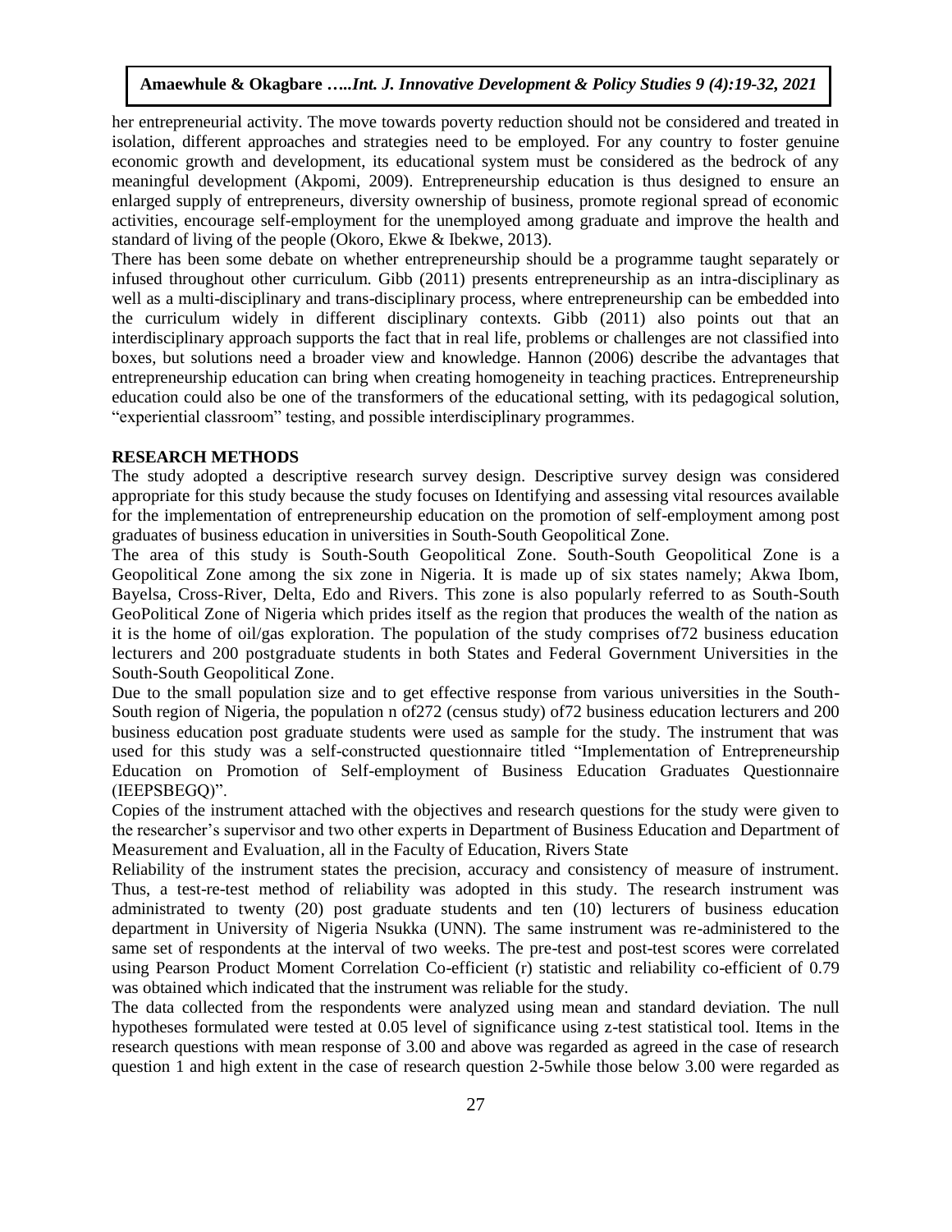her entrepreneurial activity. The move towards poverty reduction should not be considered and treated in isolation, different approaches and strategies need to be employed. For any country to foster genuine economic growth and development, its educational system must be considered as the bedrock of any meaningful development (Akpomi, 2009). Entrepreneurship education is thus designed to ensure an enlarged supply of entrepreneurs, diversity ownership of business, promote regional spread of economic activities, encourage self-employment for the unemployed among graduate and improve the health and standard of living of the people (Okoro, Ekwe & Ibekwe, 2013).

There has been some debate on whether entrepreneurship should be a programme taught separately or infused throughout other curriculum. Gibb (2011) presents entrepreneurship as an intra-disciplinary as well as a multi-disciplinary and trans-disciplinary process, where entrepreneurship can be embedded into the curriculum widely in different disciplinary contexts. Gibb (2011) also points out that an interdisciplinary approach supports the fact that in real life, problems or challenges are not classified into boxes, but solutions need a broader view and knowledge. Hannon (2006) describe the advantages that entrepreneurship education can bring when creating homogeneity in teaching practices. Entrepreneurship education could also be one of the transformers of the educational setting, with its pedagogical solution, "experiential classroom" testing, and possible interdisciplinary programmes.

## RESEARCH METHODS

The study adopted a descriptive research survey design. Descriptive survey design was considered appropriate for this study because the study focuses on Identifying and assessing vital resources available for the implementation of entrepreneurship education on the promotion of self-employment among post graduates of business education in universities in South-South Geopolitical Zone.

The area of this study is South-South Geopolitical Zone. South-South Geopolitical Zone is a Geopolitical Zone among the six zone in Nigeria. It is made up of six states namely; Akwa Ibom, Bayelsa, Cross-River, Delta, Edo and Rivers. This zone is also popularly referred to as South-South GeoPolitical Zone of Nigeria which prides itself as the region that produces the wealth of the nation as it is the home of oil/gas exploration. The population of the study comprises of72 business education lecturers and 200 postgraduate students in both States and Federal Government Universities in the South-South Geopolitical Zone.

Due to the small population size and to get effective response from various universities in the South-South region of Nigeria, the population n of272 (census study) of72 business education lecturers and 200 business education post graduate students were used as sample for the study. The instrument that was used for this study was a self-constructed questionnaire titled "Implementation of Entrepreneurship Education on Promotion of Self-employment of Business Education Graduates Questionnaire (IEEPSBEGQ)".

Copies of the instrument attached with the objectives and research questions for the study were given to the researcher's supervisor and two other experts in Department of Business Education and Department of Measurement and Evaluation, all in the Faculty of Education, Rivers State

Reliability of the instrument states the precision, accuracy and consistency of measure of instrument. Thus, a test-re-test method of reliability was adopted in this study. The research instrument was administrated to twenty (20) post graduate students and ten (10) lecturers of business education department in University of Nigeria Nsukka (UNN). The same instrument was re-administered to the same set of respondents at the interval of two weeks. The pre-test and post-test scores were correlated using Pearson Product Moment Correlation Co-efficient (r) statistic and reliability co-efficient of 0.79 was obtained which indicated that the instrument was reliable for the study.

The data collected from the respondents were analyzed using mean and standard deviation. The null hypotheses formulated were tested at 0.05 level of significance using z-test statistical tool. Items in the research questions with mean response of 3.00 and above was regarded as agreed in the case of research question 1 and high extent in the case of research question 2-5while those below 3.00 were regarded as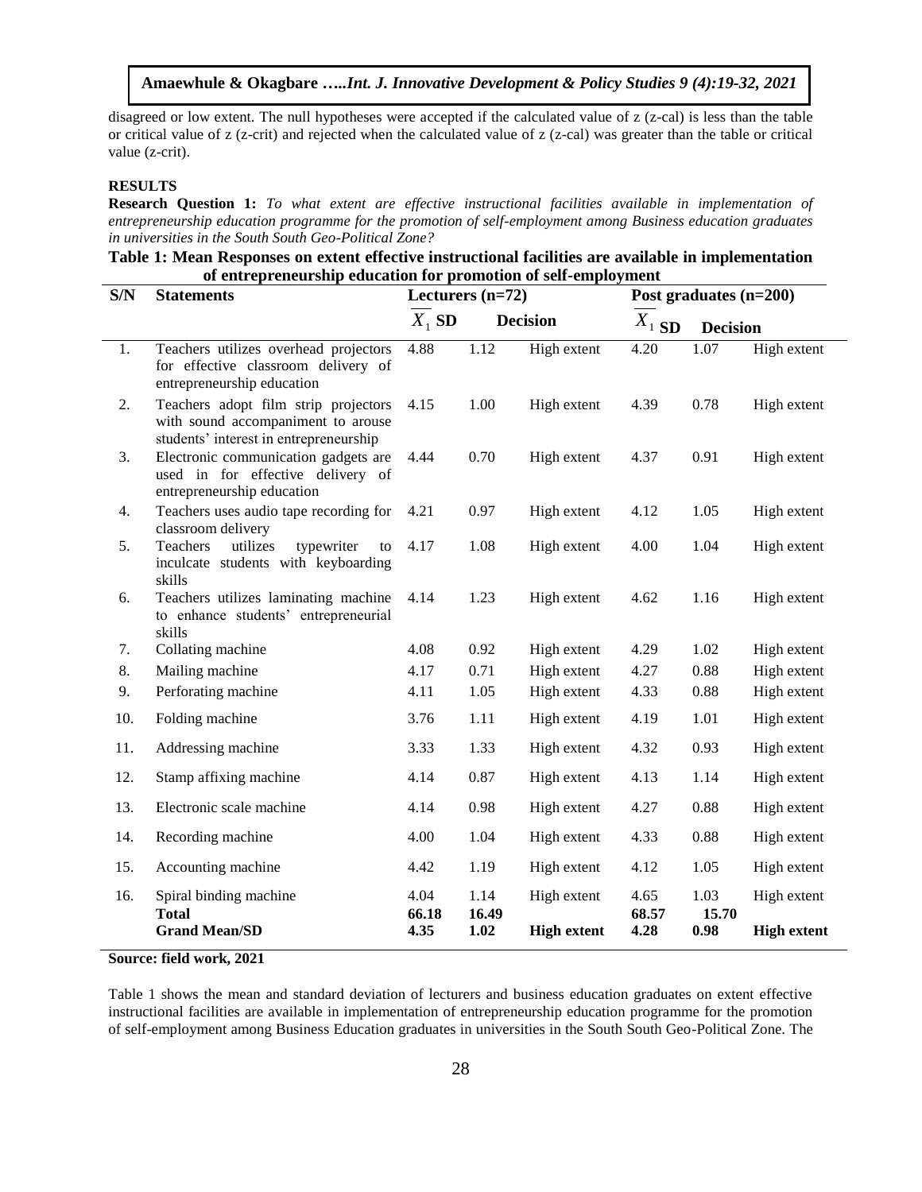disagreed or low extent. The null hypotheses were accepted if the calculated value of z (z-cal) is less than the table or critical value of z (z-crit) and rejected when the calculated value of z (z-cal) was greater than the table or critical value (z-crit).

## RESULTS

**Research Question 1:** *To what extent are effective instructional facilities available in implementation of entrepreneurship education programme for the promotion of self-employment among Business education graduates in universities in the South South Geo-Political Zone?*

**Table 1: Mean Responses on extent effective instructional facilities are available in implementation of entrepreneurship education for promotion of self-employment**

| S/N | Statements | Lecturers (n=72) | | | Post graduates (n=200) | | |
|---|---|---|---|---|---|---|---|
| | | $\overline{X}_1$ | SD | Decision | $\overline{X}_1$ | SD | Decision |
| 1. | Teachers utilizes overhead projectors for effective classroom delivery of entrepreneurship education | 4.88 | 1.12 | High extent | 4.20 | 1.07 | High extent |
| 2. | Teachers adopt film strip projectors with sound accompaniment to arouse students' interest in entrepreneurship | 4.15 | 1.00 | High extent | 4.39 | 0.78 | High extent |
| 3. | Electronic communication gadgets are used in for effective delivery of entrepreneurship education | 4.44 | 0.70 | High extent | 4.37 | 0.91 | High extent |
| 4. | Teachers uses audio tape recording for classroom delivery | 4.21 | 0.97 | High extent | 4.12 | 1.05 | High extent |
| 5. | Teachers utilizes typewriter to inculcate students with keyboarding skills | 4.17 | 1.08 | High extent | 4.00 | 1.04 | High extent |
| 6. | Teachers utilizes laminating machine to enhance students' entrepreneurial skills | 4.14 | 1.23 | High extent | 4.62 | 1.16 | High extent |
| 7. | Collating machine | 4.08 | 0.92 | High extent | 4.29 | 1.02 | High extent |
| 8. | Mailing machine | 4.17 | 0.71 | High extent | 4.27 | 0.88 | High extent |
| 9. | Perforating machine | 4.11 | 1.05 | High extent | 4.33 | 0.88 | High extent |
| 10. | Folding machine | 3.76 | 1.11 | High extent | 4.19 | 1.01 | High extent |
| 11. | Addressing machine | 3.33 | 1.33 | High extent | 4.32 | 0.93 | High extent |
| 12. | Stamp affixing machine | 4.14 | 0.87 | High extent | 4.13 | 1.14 | High extent |
| 13. | Electronic scale machine | 4.14 | 0.98 | High extent | 4.27 | 0.88 | High extent |
| 14. | Recording machine | 4.00 | 1.04 | High extent | 4.33 | 0.88 | High extent |
| 15. | Accounting machine | 4.42 | 1.19 | High extent | 4.12 | 1.05 | High extent |
| 16. | Spiral binding machine | 4.04 | 1.14 | High extent | 4.65 | 1.03 | High extent |
| | **Total** | **66.18** | **16.49** | | **68.57** | **15.70** | |
| | **Grand Mean/SD** | **4.35** | **1.02** | **High extent** | **4.28** | **0.98** | **High extent** |

**Source: field work, 2021**

Table 1 shows the mean and standard deviation of lecturers and business education graduates on extent effective instructional facilities are available in implementation of entrepreneurship education programme for the promotion of self-employment among Business Education graduates in universities in the South South Geo-Political Zone. The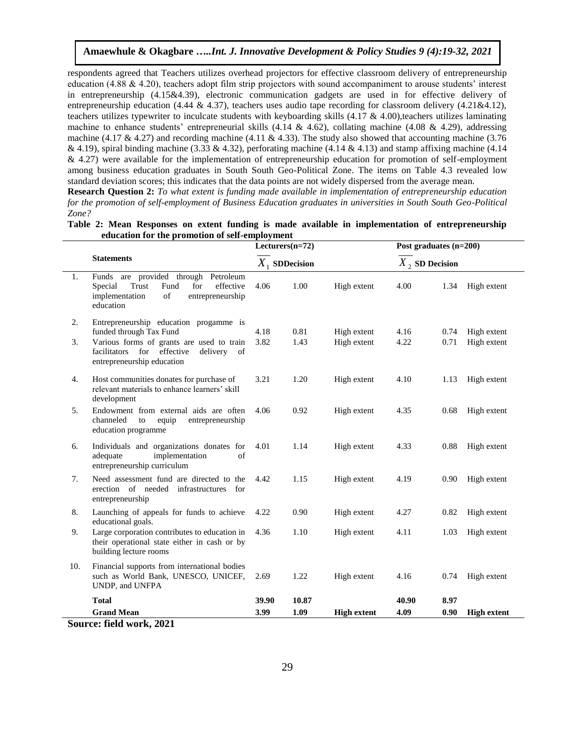respondents agreed that Teachers utilizes overhead projectors for effective classroom delivery of entrepreneurship education (4.88 & 4.20), teachers adopt film strip projectors with sound accompaniment to arouse students' interest in entrepreneurship (4.15&4.39), electronic communication gadgets are used in for effective delivery of entrepreneurship education (4.44 & 4.37), teachers uses audio tape recording for classroom delivery (4.21&4.12), teachers utilizes typewriter to inculcate students with keyboarding skills (4.17 & 4.00),teachers utilizes laminating machine to enhance students' entrepreneurial skills (4.14 & 4.62), collating machine (4.08 & 4.29), addressing machine (4.17 & 4.27) and recording machine (4.11 & 4.33). The study also showed that accounting machine (3.76 & 4.19), spiral binding machine (3.33 & 4.32), perforating machine (4.14 & 4.13) and stamp affixing machine (4.14 & 4.27) were available for the implementation of entrepreneurship education for promotion of self-employment among business education graduates in South South Geo-Political Zone. The items on Table 4.3 revealed low standard deviation scores; this indicates that the data points are not widely dispersed from the average mean.

**Research Question 2:** *To what extent is funding made available in implementation of entrepreneurship education for the promotion of self-employment of Business Education graduates in universities in South South Geo-Political Zone?*

**Table 2: Mean Responses on extent funding is made available in implementation of entrepreneurship education for the promotion of self-employment**

| | Statements | Lecturers(n=72) | | | Post graduates (n=200) | | |
|---|---|---|---|---|---|---|---|
| | | $\overline{X}_1$ | SD | Decision | $\overline{X}_2$ | SD | Decision |
| 1. | Funds are provided through Petroleum Special Trust Fund for effective implementation of entrepreneurship education | 4.06 | 1.00 | High extent | 4.00 | 1.34 | High extent |
| 2. | Entrepreneurship education progamme is funded through Tax Fund | 4.18 | 0.81 | High extent | 4.16 | 0.74 | High extent |
| 3. | Various forms of grants are used to train facilitators for effective delivery of entrepreneurship education | 3.82 | 1.43 | High extent | 4.22 | 0.71 | High extent |
| 4. | Host communities donates for purchase of relevant materials to enhance learners' skill development | 3.21 | 1.20 | High extent | 4.10 | 1.13 | High extent |
| 5. | Endowment from external aids are often channeled to equip entrepreneurship education programme | 4.06 | 0.92 | High extent | 4.35 | 0.68 | High extent |
| 6. | Individuals and organizations donates for adequate implementation of entrepreneurship curriculum | 4.01 | 1.14 | High extent | 4.33 | 0.88 | High extent |
| 7. | Need assessment fund are directed to the erection of needed infrastructures for entrepreneurship | 4.42 | 1.15 | High extent | 4.19 | 0.90 | High extent |
| 8. | Launching of appeals for funds to achieve educational goals. | 4.22 | 0.90 | High extent | 4.27 | 0.82 | High extent |
| 9. | Large corporation contributes to education in their operational state either in cash or by building lecture rooms | 4.36 | 1.10 | High extent | 4.11 | 1.03 | High extent |
| 10. | Financial supports from international bodies such as World Bank, UNESCO, UNICEF, UNDP, and UNFPA | 2.69 | 1.22 | High extent | 4.16 | 0.74 | High extent |
| | **Total** | **39.90** | **10.87** | | **40.90** | **8.97** | |
| | **Grand Mean** | **3.99** | **1.09** | **High extent** | **4.09** | **0.90** | **High extent** |

**Source: field work, 2021**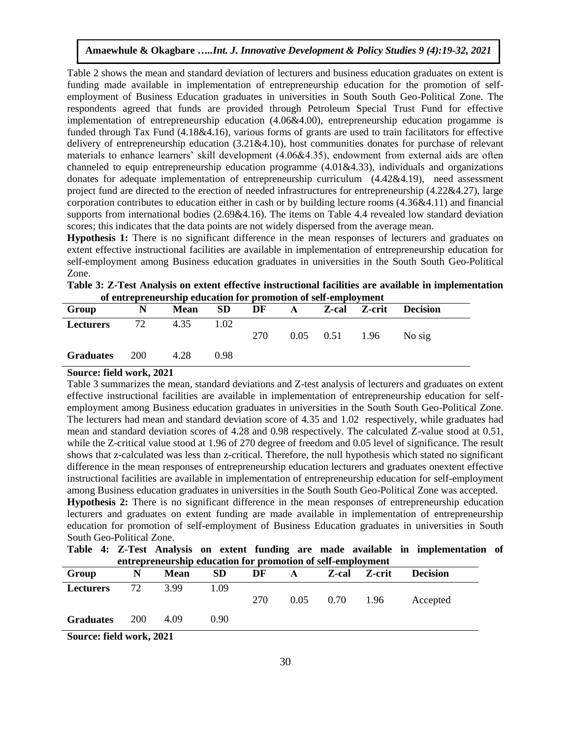Table 2 shows the mean and standard deviation of lecturers and business education graduates on extent is funding made available in implementation of entrepreneurship education for the promotion of self-employment of Business Education graduates in universities in South South Geo-Political Zone. The respondents agreed that funds are provided through Petroleum Special Trust Fund for effective implementation of entrepreneurship education (4.06&4.00), entrepreneurship education progamme is funded through Tax Fund (4.18&4.16), various forms of grants are used to train facilitators for effective delivery of entrepreneurship education (3.21&4.10), host communities donates for purchase of relevant materials to enhance learners' skill development (4.06&4.35), endowment from external aids are often channeled to equip entrepreneurship education programme (4.01&4.33), individuals and organizations donates for adequate implementation of entrepreneurship curriculum (4.42&4.19), need assessment project fund are directed to the erection of needed infrastructures for entrepreneurship (4.22&4.27), large corporation contributes to education either in cash or by building lecture rooms (4.36&4.11) and financial supports from international bodies (2.69&4.16). The items on Table 4.4 revealed low standard deviation scores; this indicates that the data points are not widely dispersed from the average mean.

**Hypothesis 1:** There is no significant difference in the mean responses of lecturers and graduates on extent effective instructional facilities are available in implementation of entrepreneurship education for self-employment among Business education graduates in universities in the South South Geo-Political Zone.

**Table 3: Z-Test Analysis on extent effective instructional facilities are available in implementation of entrepreneurship education for promotion of self-employment**

| Group | N | Mean | SD | DF | A | Z-cal | Z-crit | Decision |
|---|---|---|---|---|---|---|---|---|
| Lecturers | 72 | 4.35 | 1.02 | 270 | 0.05 | 0.51 | 1.96 | No sig |
| Graduates | 200 | 4.28 | 0.98 | | | | | |

**Source: field work, 2021**

Table 3 summarizes the mean, standard deviations and Z-test analysis of lecturers and graduates on extent effective instructional facilities are available in implementation of entrepreneurship education for self-employment among Business education graduates in universities in the South South Geo-Political Zone. The lecturers had mean and standard deviation score of 4.35 and 1.02 respectively, while graduates had mean and standard deviation scores of 4.28 and 0.98 respectively. The calculated Z-value stood at 0.51, while the Z-critical value stood at 1.96 of 270 degree of freedom and 0.05 level of significance. The result shows that z-calculated was less than z-critical. Therefore, the null hypothesis which stated no significant difference in the mean responses of entrepreneurship education lecturers and graduates onextent effective instructional facilities are available in implementation of entrepreneurship education for self-employment among Business education graduates in universities in the South South Geo-Political Zone was accepted.

**Hypothesis 2:** There is no significant difference in the mean responses of entrepreneurship education lecturers and graduates on extent funding are made available in implementation of entrepreneurship education for promotion of self-employment of Business Education graduates in universities in South South Geo-Political Zone.

**Table 4: Z-Test Analysis on extent funding are made available in implementation of entrepreneurship education for promotion of self-employment**

| Group | N | Mean | SD | DF | A | Z-cal | Z-crit | Decision |
|---|---|---|---|---|---|---|---|---|
| Lecturers | 72 | 3.99 | 1.09 | 270 | 0.05 | 0.70 | 1.96 | Accepted |
| Graduates | 200 | 4.09 | 0.90 | | | | | |

**Source: field work, 2021**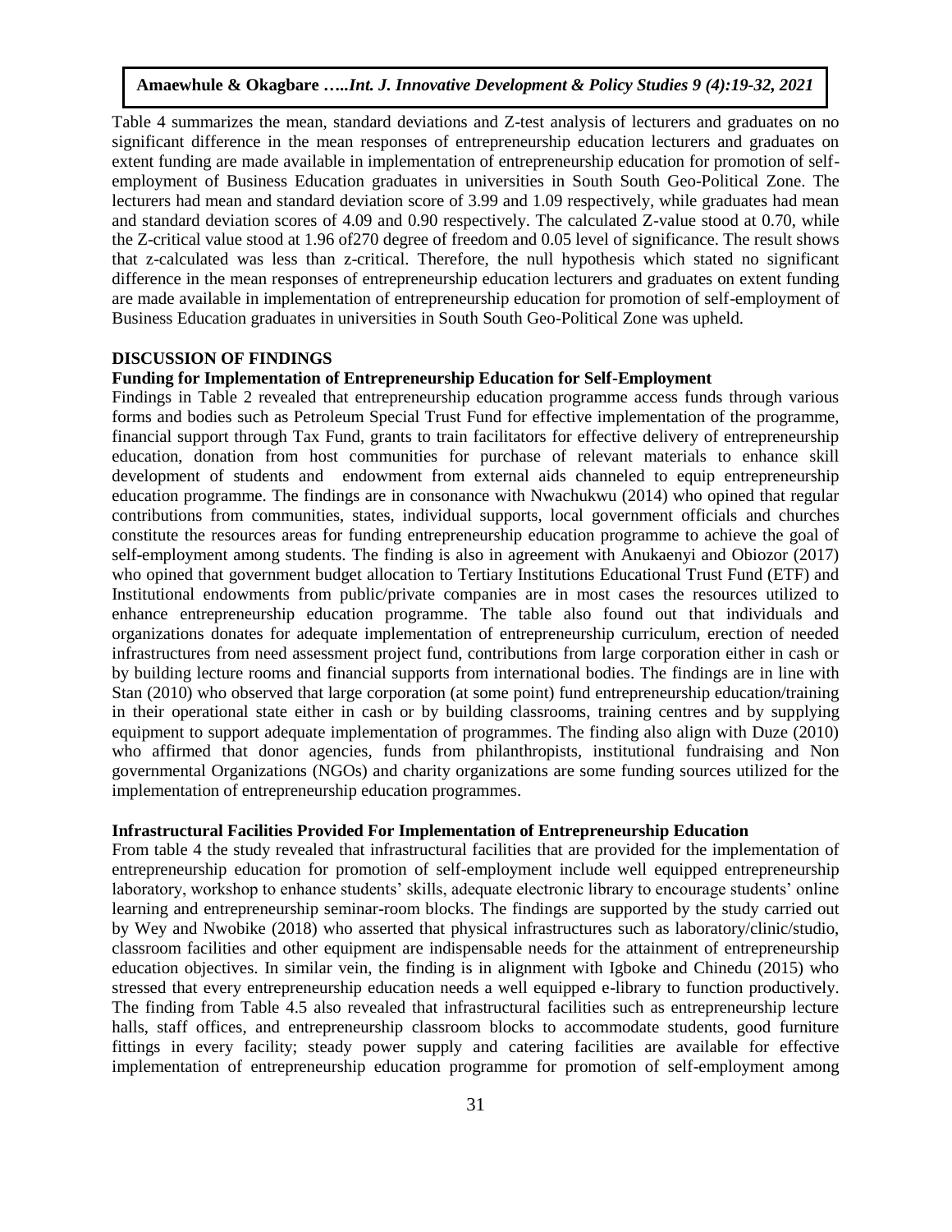Table 4 summarizes the mean, standard deviations and Z-test analysis of lecturers and graduates on no significant difference in the mean responses of entrepreneurship education lecturers and graduates on extent funding are made available in implementation of entrepreneurship education for promotion of self-employment of Business Education graduates in universities in South South Geo-Political Zone. The lecturers had mean and standard deviation score of 3.99 and 1.09 respectively, while graduates had mean and standard deviation scores of 4.09 and 0.90 respectively. The calculated Z-value stood at 0.70, while the Z-critical value stood at 1.96 of270 degree of freedom and 0.05 level of significance. The result shows that z-calculated was less than z-critical. Therefore, the null hypothesis which stated no significant difference in the mean responses of entrepreneurship education lecturers and graduates on extent funding are made available in implementation of entrepreneurship education for promotion of self-employment of Business Education graduates in universities in South South Geo-Political Zone was upheld.

## DISCUSSION OF FINDINGS

### Funding for Implementation of Entrepreneurship Education for Self-Employment

Findings in Table 2 revealed that entrepreneurship education programme access funds through various forms and bodies such as Petroleum Special Trust Fund for effective implementation of the programme, financial support through Tax Fund, grants to train facilitators for effective delivery of entrepreneurship education, donation from host communities for purchase of relevant materials to enhance skill development of students and endowment from external aids channeled to equip entrepreneurship education programme. The findings are in consonance with Nwachukwu (2014) who opined that regular contributions from communities, states, individual supports, local government officials and churches constitute the resources areas for funding entrepreneurship education programme to achieve the goal of self-employment among students. The finding is also in agreement with Anukaenyi and Obiozor (2017) who opined that government budget allocation to Tertiary Institutions Educational Trust Fund (ETF) and Institutional endowments from public/private companies are in most cases the resources utilized to enhance entrepreneurship education programme. The table also found out that individuals and organizations donates for adequate implementation of entrepreneurship curriculum, erection of needed infrastructures from need assessment project fund, contributions from large corporation either in cash or by building lecture rooms and financial supports from international bodies. The findings are in line with Stan (2010) who observed that large corporation (at some point) fund entrepreneurship education/training in their operational state either in cash or by building classrooms, training centres and by supplying equipment to support adequate implementation of programmes. The finding also align with Duze (2010) who affirmed that donor agencies, funds from philanthropists, institutional fundraising and Non governmental Organizations (NGOs) and charity organizations are some funding sources utilized for the implementation of entrepreneurship education programmes.

### Infrastructural Facilities Provided For Implementation of Entrepreneurship Education

From table 4 the study revealed that infrastructural facilities that are provided for the implementation of entrepreneurship education for promotion of self-employment include well equipped entrepreneurship laboratory, workshop to enhance students' skills, adequate electronic library to encourage students' online learning and entrepreneurship seminar-room blocks. The findings are supported by the study carried out by Wey and Nwobike (2018) who asserted that physical infrastructures such as laboratory/clinic/studio, classroom facilities and other equipment are indispensable needs for the attainment of entrepreneurship education objectives. In similar vein, the finding is in alignment with Igboke and Chinedu (2015) who stressed that every entrepreneurship education needs a well equipped e-library to function productively. The finding from Table 4.5 also revealed that infrastructural facilities such as entrepreneurship lecture halls, staff offices, and entrepreneurship classroom blocks to accommodate students, good furniture fittings in every facility; steady power supply and catering facilities are available for effective implementation of entrepreneurship education programme for promotion of self-employment among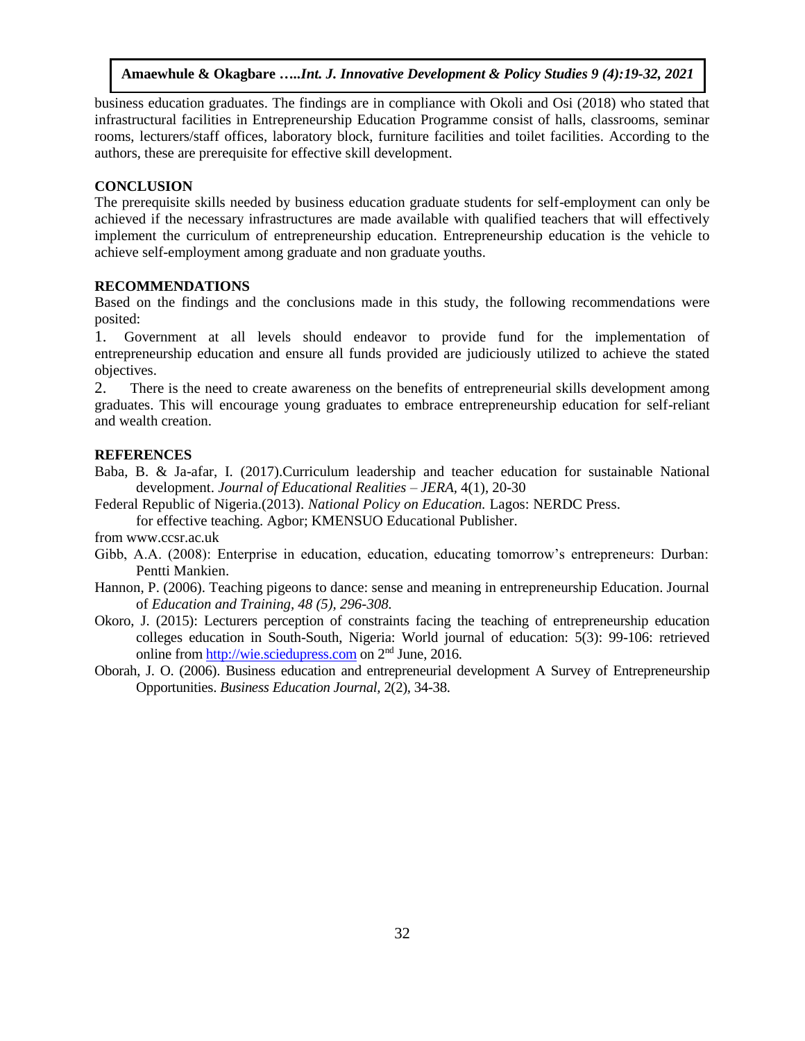business education graduates. The findings are in compliance with Okoli and Osi (2018) who stated that infrastructural facilities in Entrepreneurship Education Programme consist of halls, classrooms, seminar rooms, lecturers/staff offices, laboratory block, furniture facilities and toilet facilities. According to the authors, these are prerequisite for effective skill development.

## CONCLUSION

The prerequisite skills needed by business education graduate students for self-employment can only be achieved if the necessary infrastructures are made available with qualified teachers that will effectively implement the curriculum of entrepreneurship education. Entrepreneurship education is the vehicle to achieve self-employment among graduate and non graduate youths.

## RECOMMENDATIONS

Based on the findings and the conclusions made in this study, the following recommendations were posited:

1. Government at all levels should endeavor to provide fund for the implementation of entrepreneurship education and ensure all funds provided are judiciously utilized to achieve the stated objectives.
2. There is the need to create awareness on the benefits of entrepreneurial skills development among graduates. This will encourage young graduates to embrace entrepreneurship education for self-reliant and wealth creation.

## REFERENCES

Baba, B. & Ja-afar, I. (2017).Curriculum leadership and teacher education for sustainable National development. *Journal of Educational Realities – JERA,* 4(1), 20-30

Federal Republic of Nigeria.(2013). *National Policy on Education.* Lagos: NERDC Press.
for effective teaching. Agbor; KMENSUO Educational Publisher.

from www.ccsr.ac.uk

Gibb, A.A. (2008): Enterprise in education, education, educating tomorrow's entrepreneurs: Durban: Pentti Mankien.

Hannon, P. (2006). Teaching pigeons to dance: sense and meaning in entrepreneurship Education. Journal of *Education and Training, 48 (5), 296-308.*

Okoro, J. (2015): Lecturers perception of constraints facing the teaching of entrepreneurship education colleges education in South-South, Nigeria: World journal of education: 5(3): 99-106: retrieved online from http://wie.sciedupress.com on 2nd June, 2016.

Oborah, J. O. (2006). Business education and entrepreneurial development A Survey of Entrepreneurship Opportunities. *Business Education Journal*, 2(2), 34-38.